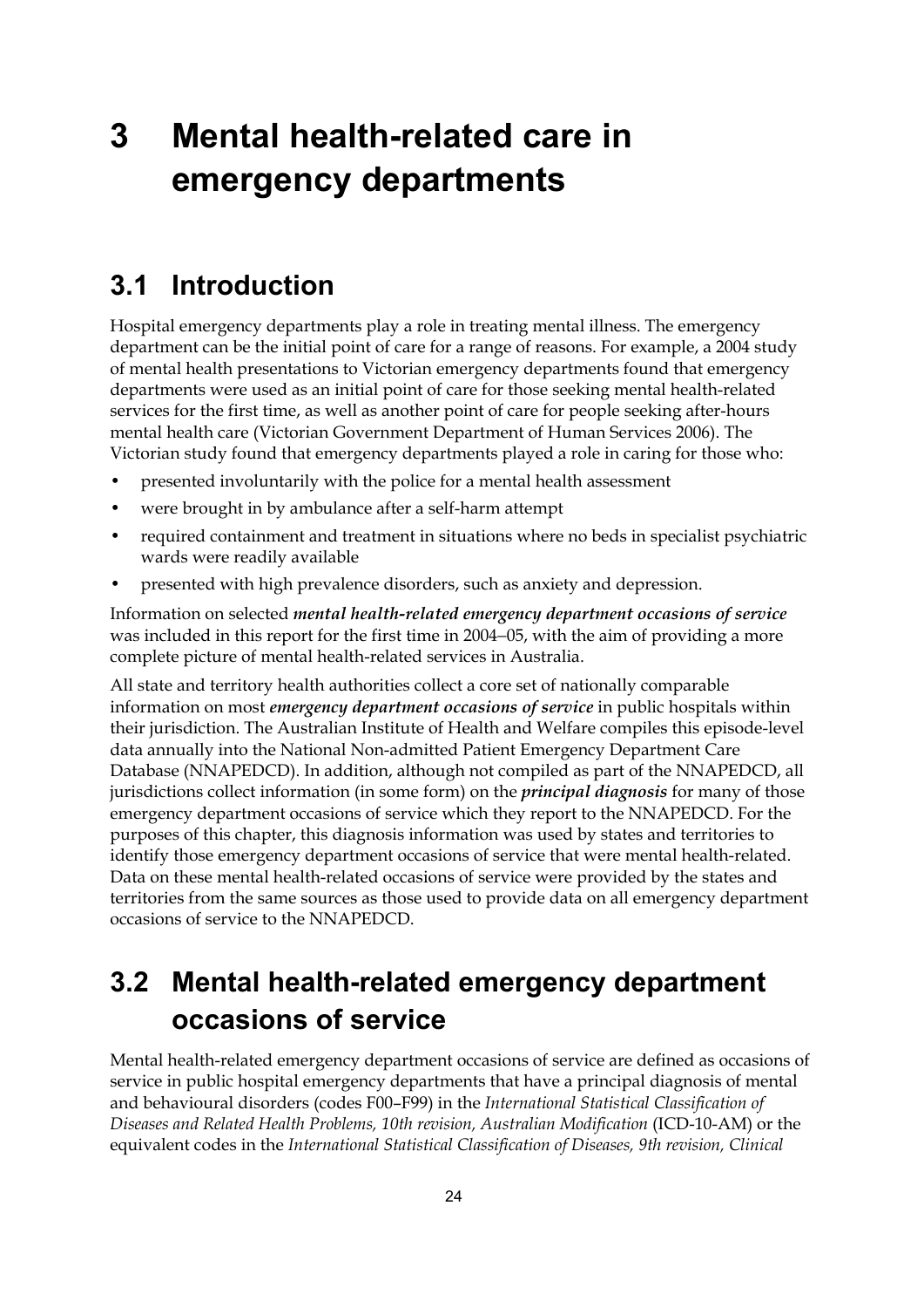# 3 Mental health-related care in emergency departments

## 3.1 Introduction

Hospital emergency departments play a role in treating mental illness. The emergency department can be the initial point of care for a range of reasons. For example, a 2004 study of mental health presentations to Victorian emergency departments found that emergency departments were used as an initial point of care for those seeking mental health-related services for the first time, as well as another point of care for people seeking after-hours mental health care (Victorian Government Department of Human Services 2006). The Victorian study found that emergency departments played a role in caring for those who:

- presented involuntarily with the police for a mental health assessment
- were brought in by ambulance after a self-harm attempt
- required containment and treatment in situations where no beds in specialist psychiatric wards were readily available
- presented with high prevalence disorders, such as anxiety and depression.

Information on selected ***mental health-related emergency department occasions of service*** was included in this report for the first time in 2004–05, with the aim of providing a more complete picture of mental health-related services in Australia.

All state and territory health authorities collect a core set of nationally comparable information on most ***emergency department occasions of service*** in public hospitals within their jurisdiction. The Australian Institute of Health and Welfare compiles this episode-level data annually into the National Non-admitted Patient Emergency Department Care Database (NNAPEDCD). In addition, although not compiled as part of the NNAPEDCD, all jurisdictions collect information (in some form) on the ***principal diagnosis*** for many of those emergency department occasions of service which they report to the NNAPEDCD. For the purposes of this chapter, this diagnosis information was used by states and territories to identify those emergency department occasions of service that were mental health-related. Data on these mental health-related occasions of service were provided by the states and territories from the same sources as those used to provide data on all emergency department occasions of service to the NNAPEDCD.

## 3.2 Mental health-related emergency department occasions of service

Mental health-related emergency department occasions of service are defined as occasions of service in public hospital emergency departments that have a principal diagnosis of mental and behavioural disorders (codes F00–F99) in the *International Statistical Classification of Diseases and Related Health Problems, 10th revision, Australian Modification* (ICD-10-AM) or the equivalent codes in the *International Statistical Classification of Diseases, 9th revision, Clinical*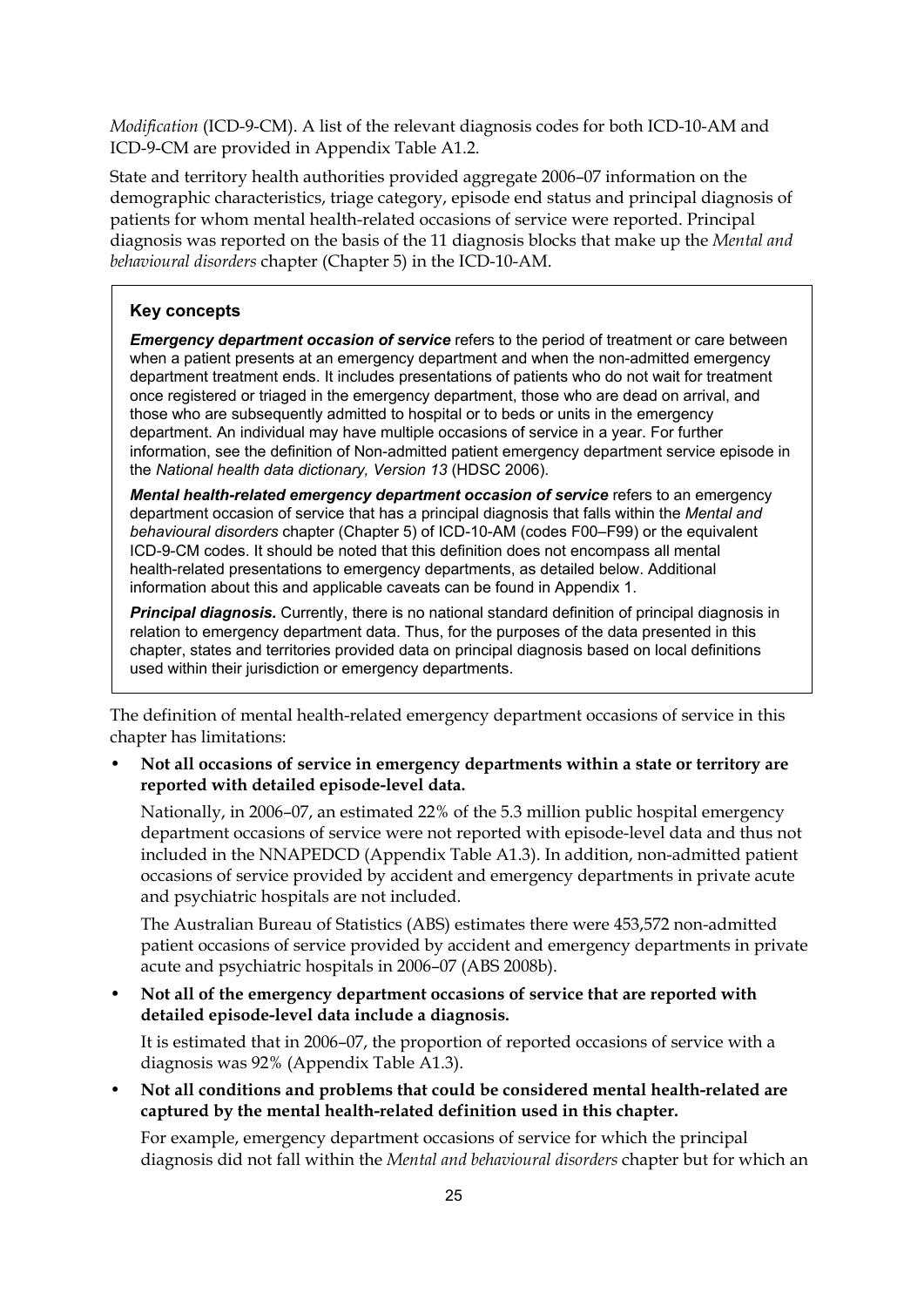*Modification* (ICD-9-CM). A list of the relevant diagnosis codes for both ICD-10-AM and ICD-9-CM are provided in Appendix Table A1.2.

State and territory health authorities provided aggregate 2006–07 information on the demographic characteristics, triage category, episode end status and principal diagnosis of patients for whom mental health-related occasions of service were reported. Principal diagnosis was reported on the basis of the 11 diagnosis blocks that make up the *Mental and behavioural disorders* chapter (Chapter 5) in the ICD-10-AM.

> **Key concepts**
>
> ***Emergency department occasion of service*** refers to the period of treatment or care between when a patient presents at an emergency department and when the non-admitted emergency department treatment ends. It includes presentations of patients who do not wait for treatment once registered or triaged in the emergency department, those who are dead on arrival, and those who are subsequently admitted to hospital or to beds or units in the emergency department. An individual may have multiple occasions of service in a year. For further information, see the definition of Non-admitted patient emergency department service episode in the *National health data dictionary, Version 13* (HDSC 2006).
>
> ***Mental health-related emergency department occasion of service*** refers to an emergency department occasion of service that has a principal diagnosis that falls within the *Mental and behavioural disorders* chapter (Chapter 5) of ICD-10-AM (codes F00–F99) or the equivalent ICD-9-CM codes. It should be noted that this definition does not encompass all mental health-related presentations to emergency departments, as detailed below. Additional information about this and applicable caveats can be found in Appendix 1.
>
> ***Principal diagnosis.*** Currently, there is no national standard definition of principal diagnosis in relation to emergency department data. Thus, for the purposes of the data presented in this chapter, states and territories provided data on principal diagnosis based on local definitions used within their jurisdiction or emergency departments.

The definition of mental health-related emergency department occasions of service in this chapter has limitations:

- **Not all occasions of service in emergency departments within a state or territory are reported with detailed episode-level data.**

  Nationally, in 2006–07, an estimated 22% of the 5.3 million public hospital emergency department occasions of service were not reported with episode-level data and thus not included in the NNAPEDCD (Appendix Table A1.3). In addition, non-admitted patient occasions of service provided by accident and emergency departments in private acute and psychiatric hospitals are not included.

  The Australian Bureau of Statistics (ABS) estimates there were 453,572 non-admitted patient occasions of service provided by accident and emergency departments in private acute and psychiatric hospitals in 2006–07 (ABS 2008b).

- **Not all of the emergency department occasions of service that are reported with detailed episode-level data include a diagnosis.**

  It is estimated that in 2006–07, the proportion of reported occasions of service with a diagnosis was 92% (Appendix Table A1.3).

- **Not all conditions and problems that could be considered mental health-related are captured by the mental health-related definition used in this chapter.**

  For example, emergency department occasions of service for which the principal diagnosis did not fall within the *Mental and behavioural disorders* chapter but for which an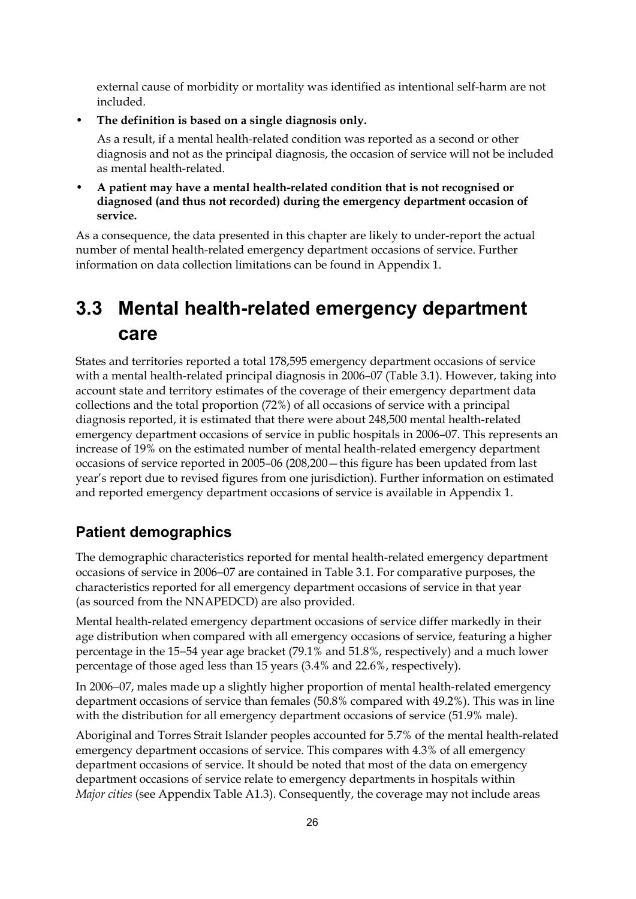external cause of morbidity or mortality was identified as intentional self-harm are not included.

- **The definition is based on a single diagnosis only.**

  As a result, if a mental health-related condition was reported as a second or other diagnosis and not as the principal diagnosis, the occasion of service will not be included as mental health-related.

- **A patient may have a mental health-related condition that is not recognised or diagnosed (and thus not recorded) during the emergency department occasion of service.**

As a consequence, the data presented in this chapter are likely to under-report the actual number of mental health-related emergency department occasions of service. Further information on data collection limitations can be found in Appendix 1.

## 3.3 Mental health-related emergency department care

States and territories reported a total 178,595 emergency department occasions of service with a mental health-related principal diagnosis in 2006–07 (Table 3.1). However, taking into account state and territory estimates of the coverage of their emergency department data collections and the total proportion (72%) of all occasions of service with a principal diagnosis reported, it is estimated that there were about 248,500 mental health-related emergency department occasions of service in public hospitals in 2006–07. This represents an increase of 19% on the estimated number of mental health-related emergency department occasions of service reported in 2005–06 (208,200—this figure has been updated from last year's report due to revised figures from one jurisdiction). Further information on estimated and reported emergency department occasions of service is available in Appendix 1.

### Patient demographics

The demographic characteristics reported for mental health-related emergency department occasions of service in 2006–07 are contained in Table 3.1. For comparative purposes, the characteristics reported for all emergency department occasions of service in that year (as sourced from the NNAPEDCD) are also provided.

Mental health-related emergency department occasions of service differ markedly in their age distribution when compared with all emergency occasions of service, featuring a higher percentage in the 15–54 year age bracket (79.1% and 51.8%, respectively) and a much lower percentage of those aged less than 15 years (3.4% and 22.6%, respectively).

In 2006–07, males made up a slightly higher proportion of mental health-related emergency department occasions of service than females (50.8% compared with 49.2%). This was in line with the distribution for all emergency department occasions of service (51.9% male).

Aboriginal and Torres Strait Islander peoples accounted for 5.7% of the mental health-related emergency department occasions of service. This compares with 4.3% of all emergency department occasions of service. It should be noted that most of the data on emergency department occasions of service relate to emergency departments in hospitals within *Major cities* (see Appendix Table A1.3). Consequently, the coverage may not include areas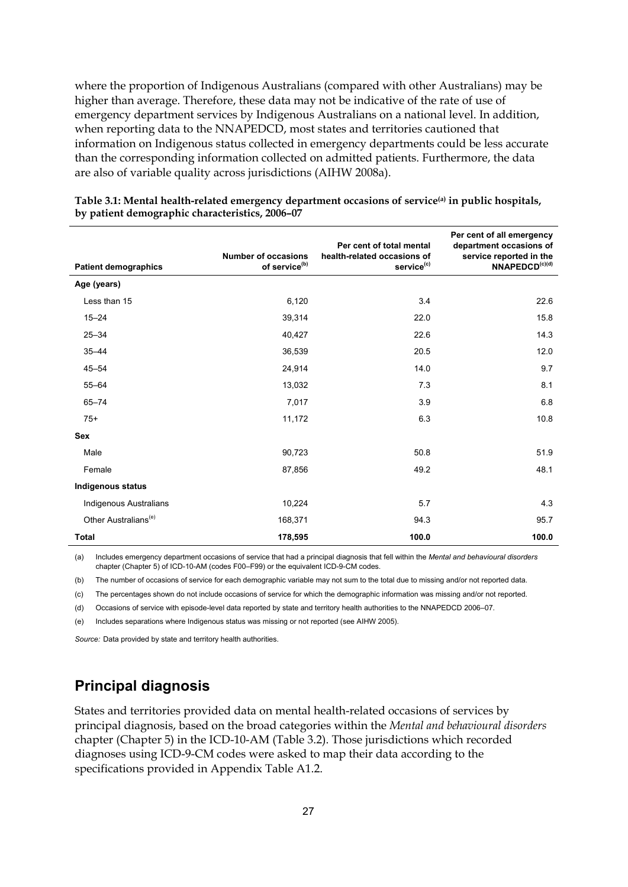where the proportion of Indigenous Australians (compared with other Australians) may be higher than average. Therefore, these data may not be indicative of the rate of use of emergency department services by Indigenous Australians on a national level. In addition, when reporting data to the NNAPEDCD, most states and territories cautioned that information on Indigenous status collected in emergency departments could be less accurate than the corresponding information collected on admitted patients. Furthermore, the data are also of variable quality across jurisdictions (AIHW 2008a).

**Table 3.1: Mental health-related emergency department occasions of service[(a)] in public hospitals, by patient demographic characteristics, 2006–07**

| Patient demographics | Number of occasions of service[(b)] | Per cent of total mental health-related occasions of service[(c)] | Per cent of all emergency department occasions of service reported in the NNAPEDCD[(c)(d)] |
|---|---|---|---|
| **Age (years)** | | | |
| Less than 15 | 6,120 | 3.4 | 22.6 |
| 15–24 | 39,314 | 22.0 | 15.8 |
| 25–34 | 40,427 | 22.6 | 14.3 |
| 35–44 | 36,539 | 20.5 | 12.0 |
| 45–54 | 24,914 | 14.0 | 9.7 |
| 55–64 | 13,032 | 7.3 | 8.1 |
| 65–74 | 7,017 | 3.9 | 6.8 |
| 75+ | 11,172 | 6.3 | 10.8 |
| **Sex** | | | |
| Male | 90,723 | 50.8 | 51.9 |
| Female | 87,856 | 49.2 | 48.1 |
| **Indigenous status** | | | |
| Indigenous Australians | 10,224 | 5.7 | 4.3 |
| Other Australians[(e)] | 168,371 | 94.3 | 95.7 |
| **Total** | **178,595** | **100.0** | **100.0** |

(a) Includes emergency department occasions of service that had a principal diagnosis that fell within the *Mental and behavioural disorders* chapter (Chapter 5) of ICD-10-AM (codes F00–F99) or the equivalent ICD-9-CM codes.

(b) The number of occasions of service for each demographic variable may not sum to the total due to missing and/or not reported data.

(c) The percentages shown do not include occasions of service for which the demographic information was missing and/or not reported.

(d) Occasions of service with episode-level data reported by state and territory health authorities to the NNAPEDCD 2006–07.

(e) Includes separations where Indigenous status was missing or not reported (see AIHW 2005).

*Source:* Data provided by state and territory health authorities.

## Principal diagnosis

States and territories provided data on mental health-related occasions of services by principal diagnosis, based on the broad categories within the *Mental and behavioural disorders* chapter (Chapter 5) in the ICD-10-AM (Table 3.2). Those jurisdictions which recorded diagnoses using ICD-9-CM codes were asked to map their data according to the specifications provided in Appendix Table A1.2.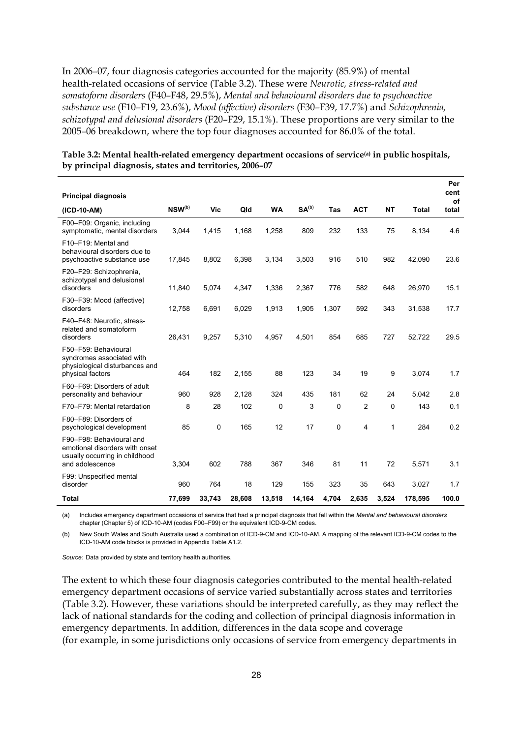In 2006–07, four diagnosis categories accounted for the majority (85.9%) of mental health-related occasions of service (Table 3.2). These were *Neurotic, stress-related and somatoform disorders* (F40–F48, 29.5%), *Mental and behavioural disorders due to psychoactive substance use* (F10–F19, 23.6%), *Mood (affective) disorders* (F30–F39, 17.7%) and *Schizophrenia, schizotypal and delusional disorders* (F20–F29, 15.1%). These proportions are very similar to the 2005–06 breakdown, where the top four diagnoses accounted for 86.0% of the total.

**Table 3.2: Mental health-related emergency department occasions of service[(a)] in public hospitals, by principal diagnosis, states and territories, 2006–07**

| Principal diagnosis (ICD-10-AM) | NSW[(b)] | Vic | Qld | WA | SA[(b)] | Tas | ACT | NT | Total | Per cent of total |
|---|---|---|---|---|---|---|---|---|---|---|
| F00–F09: Organic, including symptomatic, mental disorders | 3,044 | 1,415 | 1,168 | 1,258 | 809 | 232 | 133 | 75 | 8,134 | 4.6 |
| F10–F19: Mental and behavioural disorders due to psychoactive substance use | 17,845 | 8,802 | 6,398 | 3,134 | 3,503 | 916 | 510 | 982 | 42,090 | 23.6 |
| F20–F29: Schizophrenia, schizotypal and delusional disorders | 11,840 | 5,074 | 4,347 | 1,336 | 2,367 | 776 | 582 | 648 | 26,970 | 15.1 |
| F30–F39: Mood (affective) disorders | 12,758 | 6,691 | 6,029 | 1,913 | 1,905 | 1,307 | 592 | 343 | 31,538 | 17.7 |
| F40–F48: Neurotic, stress-related and somatoform disorders | 26,431 | 9,257 | 5,310 | 4,957 | 4,501 | 854 | 685 | 727 | 52,722 | 29.5 |
| F50–F59: Behavioural syndromes associated with physiological disturbances and physical factors | 464 | 182 | 2,155 | 88 | 123 | 34 | 19 | 9 | 3,074 | 1.7 |
| F60–F69: Disorders of adult personality and behaviour | 960 | 928 | 2,128 | 324 | 435 | 181 | 62 | 24 | 5,042 | 2.8 |
| F70–F79: Mental retardation | 8 | 28 | 102 | 0 | 3 | 0 | 2 | 0 | 143 | 0.1 |
| F80–F89: Disorders of psychological development | 85 | 0 | 165 | 12 | 17 | 0 | 4 | 1 | 284 | 0.2 |
| F90–F98: Behavioural and emotional disorders with onset usually occurring in childhood and adolescence | 3,304 | 602 | 788 | 367 | 346 | 81 | 11 | 72 | 5,571 | 3.1 |
| F99: Unspecified mental disorder | 960 | 764 | 18 | 129 | 155 | 323 | 35 | 643 | 3,027 | 1.7 |
| **Total** | **77,699** | **33,743** | **28,608** | **13,518** | **14,164** | **4,704** | **2,635** | **3,524** | **178,595** | **100.0** |

(a) Includes emergency department occasions of service that had a principal diagnosis that fell within the *Mental and behavioural disorders* chapter (Chapter 5) of ICD-10-AM (codes F00–F99) or the equivalent ICD-9-CM codes.

(b) New South Wales and South Australia used a combination of ICD-9-CM and ICD-10-AM. A mapping of the relevant ICD-9-CM codes to the ICD-10-AM code blocks is provided in Appendix Table A1.2.

*Source:* Data provided by state and territory health authorities.

The extent to which these four diagnosis categories contributed to the mental health-related emergency department occasions of service varied substantially across states and territories (Table 3.2). However, these variations should be interpreted carefully, as they may reflect the lack of national standards for the coding and collection of principal diagnosis information in emergency departments. In addition, differences in the data scope and coverage (for example, in some jurisdictions only occasions of service from emergency departments in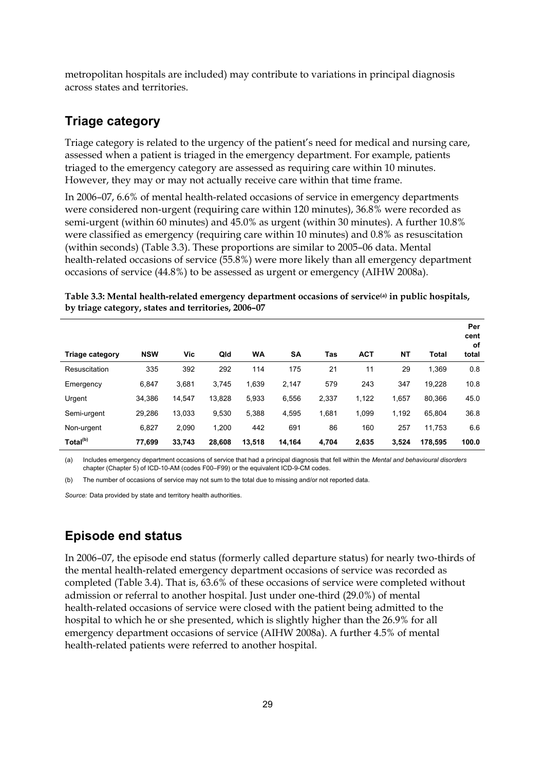metropolitan hospitals are included) may contribute to variations in principal diagnosis across states and territories.

## Triage category

Triage category is related to the urgency of the patient's need for medical and nursing care, assessed when a patient is triaged in the emergency department. For example, patients triaged to the emergency category are assessed as requiring care within 10 minutes. However, they may or may not actually receive care within that time frame.

In 2006–07, 6.6% of mental health-related occasions of service in emergency departments were considered non-urgent (requiring care within 120 minutes), 36.8% were recorded as semi-urgent (within 60 minutes) and 45.0% as urgent (within 30 minutes). A further 10.8% were classified as emergency (requiring care within 10 minutes) and 0.8% as resuscitation (within seconds) (Table 3.3). These proportions are similar to 2005–06 data. Mental health-related occasions of service (55.8%) were more likely than all emergency department occasions of service (44.8%) to be assessed as urgent or emergency (AIHW 2008a).

**Table 3.3: Mental health-related emergency department occasions of service[(a)] in public hospitals, by triage category, states and territories, 2006–07**

| Triage category | NSW | Vic | Qld | WA | SA | Tas | ACT | NT | Total | Per cent of total |
|---|---|---|---|---|---|---|---|---|---|---|
| Resuscitation | 335 | 392 | 292 | 114 | 175 | 21 | 11 | 29 | 1,369 | 0.8 |
| Emergency | 6,847 | 3,681 | 3,745 | 1,639 | 2,147 | 579 | 243 | 347 | 19,228 | 10.8 |
| Urgent | 34,386 | 14,547 | 13,828 | 5,933 | 6,556 | 2,337 | 1,122 | 1,657 | 80,366 | 45.0 |
| Semi-urgent | 29,286 | 13,033 | 9,530 | 5,388 | 4,595 | 1,681 | 1,099 | 1,192 | 65,804 | 36.8 |
| Non-urgent | 6,827 | 2,090 | 1,200 | 442 | 691 | 86 | 160 | 257 | 11,753 | 6.6 |
| **Total[(b)]** | **77,699** | **33,743** | **28,608** | **13,518** | **14,164** | **4,704** | **2,635** | **3,524** | **178,595** | **100.0** |

(a) Includes emergency department occasions of service that had a principal diagnosis that fell within the *Mental and behavioural disorders* chapter (Chapter 5) of ICD-10-AM (codes F00–F99) or the equivalent ICD-9-CM codes.

(b) The number of occasions of service may not sum to the total due to missing and/or not reported data.

*Source:* Data provided by state and territory health authorities.

## Episode end status

In 2006–07, the episode end status (formerly called departure status) for nearly two-thirds of the mental health-related emergency department occasions of service was recorded as completed (Table 3.4). That is, 63.6% of these occasions of service were completed without admission or referral to another hospital. Just under one-third (29.0%) of mental health-related occasions of service were closed with the patient being admitted to the hospital to which he or she presented, which is slightly higher than the 26.9% for all emergency department occasions of service (AIHW 2008a). A further 4.5% of mental health-related patients were referred to another hospital.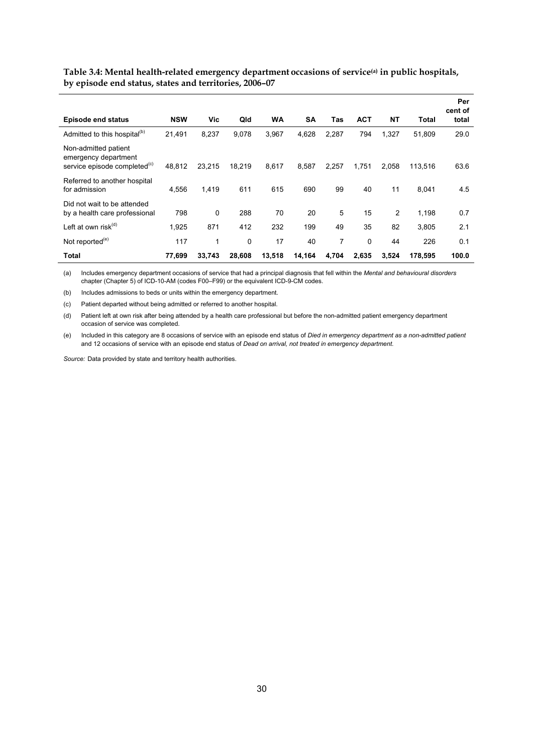**Table 3.4: Mental health-related emergency department occasions of service[(a)] in public hospitals, by episode end status, states and territories, 2006–07**

| Episode end status | NSW | Vic | Qld | WA | SA | Tas | ACT | NT | Total | Per cent of total |
|---|---|---|---|---|---|---|---|---|---|---|
| Admitted to this hospital[(b)] | 21,491 | 8,237 | 9,078 | 3,967 | 4,628 | 2,287 | 794 | 1,327 | 51,809 | 29.0 |
| Non-admitted patient emergency department service episode completed[(c)] | 48,812 | 23,215 | 18,219 | 8,617 | 8,587 | 2,257 | 1,751 | 2,058 | 113,516 | 63.6 |
| Referred to another hospital for admission | 4,556 | 1,419 | 611 | 615 | 690 | 99 | 40 | 11 | 8,041 | 4.5 |
| Did not wait to be attended by a health care professional | 798 | 0 | 288 | 70 | 20 | 5 | 15 | 2 | 1,198 | 0.7 |
| Left at own risk[(d)] | 1,925 | 871 | 412 | 232 | 199 | 49 | 35 | 82 | 3,805 | 2.1 |
| Not reported[(e)] | 117 | 1 | 0 | 17 | 40 | 7 | 0 | 44 | 226 | 0.1 |
| **Total** | **77,699** | **33,743** | **28,608** | **13,518** | **14,164** | **4,704** | **2,635** | **3,524** | **178,595** | **100.0** |

(a) Includes emergency department occasions of service that had a principal diagnosis that fell within the *Mental and behavioural disorders* chapter (Chapter 5) of ICD-10-AM (codes F00–F99) or the equivalent ICD-9-CM codes.

(b) Includes admissions to beds or units within the emergency department.

(c) Patient departed without being admitted or referred to another hospital.

(d) Patient left at own risk after being attended by a health care professional but before the non-admitted patient emergency department occasion of service was completed.

(e) Included in this category are 8 occasions of service with an episode end status of *Died in emergency department as a non-admitted patient* and 12 occasions of service with an episode end status of *Dead on arrival, not treated in emergency department*.

*Source:* Data provided by state and territory health authorities.